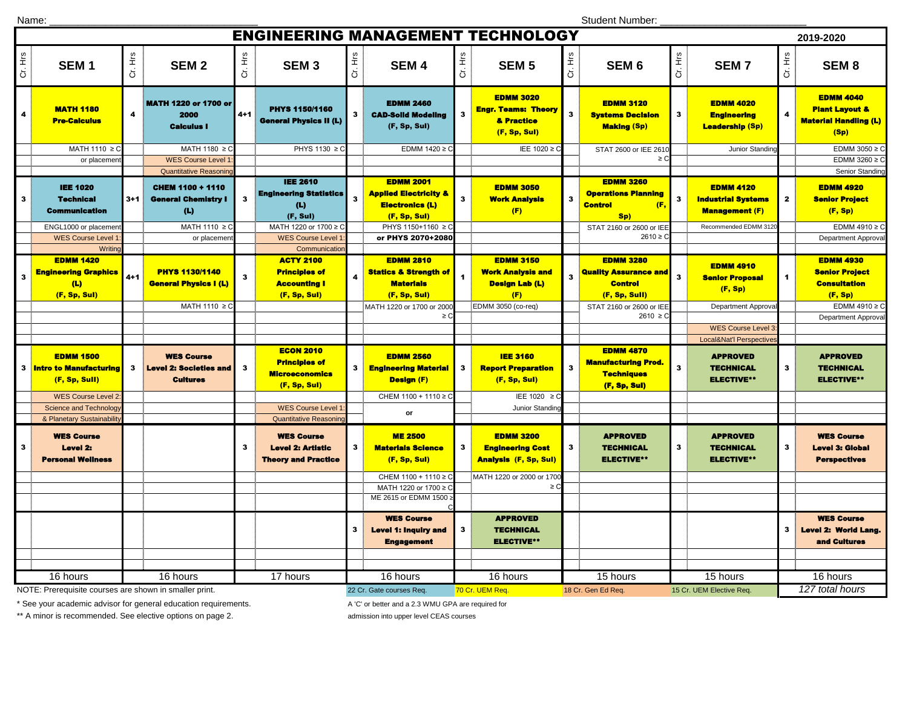Name: ______________________ Student Number: ______________________

# ENGINEERING MANAGEMENT TECHNOLOGY

2019-2020

| Cr. Hrs | SEM 1 | Cr. Hrs | SEM 2 | Cr. Hrs | SEM 3 | Cr. Hrs | SEM 4 | Cr. Hrs | SEM 5 | Cr. Hrs | SEM 6 | Cr. Hrs | SEM 7 | Cr. Hrs | SEM 8 |
|---|---|---|---|---|---|---|---|---|---|---|---|---|---|---|---|
| 4 | **MATH 1180 Pre-Calculus** | 4 | **MATH 1220 or 1700 or 2000 Calculus I** | 4+1 | **PHYS 1150/1160 General Physics II (L)** | 3 | **EDMM 2460 CAD-Solid Modeling (F, Sp, Sul)** | 3 | **EDMM 3020 Engr. Teams: Theory & Practice (F, Sp, Sul)** | 3 | **EDMM 3120 Systems Decision Making (Sp)** | 3 | **EDMM 4020 Engineering Leadership (Sp)** | 4 | **EDMM 4040 Plant Layout & Material Handling (L) (Sp)** |
| | MATH 1110 ≥ C or placement | | MATH 1180 ≥ C; WES Course Level 1: Quantitative Reasoning | | PHYS 1130 ≥ C | | EDMM 1420 ≥ C | | IEE 1020 ≥ C | | STAT 2600 or IEE 2610 ≥ C | | Junior Standing | | EDMM 3050 ≥ C; EDMM 3260 ≥ C; Senior Standing |
| 3 | **IEE 1020 Technical Communication** | 3+1 | **CHEM 1100 + 1110 General Chemistry I (L)** | 3 | **IEE 2610 Engineering Statistics (L) (F, Sul)** | 3 | **EDMM 2001 Applied Electricity & Electronics (L) (F, Sp, Sul)** | 3 | **EDMM 3050 Work Analysis (F)** | 3 | **EDMM 3260 Operations Planning Control (F, Sp)** | 3 | **EDMM 4120 Industrial Systems Management (F)** | 2 | **EDMM 4920 Senior Project (F, Sp)** |
| | ENGL1000 or placement; WES Course Level 1: Writing | | MATH 1110 ≥ C or placement | | MATH 1220 or 1700 ≥ C; WES Course Level 1: Communication | | PHYS 1150+1160 ≥ C or PHYS 2070+2080 | | | | STAT 2160 or 2600 or IEE 2610 ≥ C | | Recommended EDMM 3120 | | EDMM 4910 ≥ C; Department Approval |
| 3 | **EDMM 1420 Engineering Graphics (L) (F, Sp, Sul)** | 4+1 | **PHYS 1130/1140 General Physics I (L)** | 3 | **ACTY 2100 Principles of Accounting I (F, Sp, Sul)** | 4 | **EDMM 2810 Statics & Strength of Materials (F, Sp, Sul)** | 1 | **EDMM 3150 Work Analysis and Design Lab (L) (F)** | 3 | **EDMM 3280 Quality Assurance and Control (F, Sp, Sull)** | 3 | **EDMM 4910 Senior Proposal (F, Sp)** | 1 | **EDMM 4930 Senior Project Consultation (F, Sp)** |
| | | | MATH 1110 ≥ C | | | | MATH 1220 or 1700 or 2000 ≥ C | | EDMM 3050 (co-req) | | STAT 2160 or 2600 or IEE 2610 ≥ C | | Department Approval; WES Course Level 3: Local&Nat'l Perspectives | | EDMM 4910 ≥ C; Department Approval |
| 3 | **EDMM 1500 Intro to Manufacturing (F, Sp, Sull)** | 3 | **WES Course Level 2: Societies and Cultures** | 3 | **ECON 2010 Principles of Microeconomics (F, Sp, Sul)** | 3 | **EDMM 2560 Engineering Material Design (F)** | 3 | **IEE 3160 Report Preparation (F, Sp, Sul)** | 3 | **EDMM 4870 Manufacturing Prod. Techniques (F, Sp, Sul)** | 3 | **APPROVED TECHNICAL ELECTIVE** ** | 3 | **APPROVED TECHNICAL ELECTIVE** ** |
| | WES Course Level 2: Science and Technology & Planetary Sustainability | | | | WES Course Level 1: Quantitative Reasoning | | CHEM 1100 + 1110 ≥ C or | | IEE 1020 ≥ C; Junior Standing | | | | | | |
| 3 | **WES Course Level 2: Personal Wellness** | | | 3 | **WES Course Level 2: Artistic Theory and Practice** | 3 | **ME 2500 Materials Science (F, Sp, Sul)** | 3 | **EDMM 3200 Engineering Cost Analysis (F, Sp, Sul)** | 3 | **APPROVED TECHNICAL ELECTIVE** ** | 3 | **APPROVED TECHNICAL ELECTIVE** ** | 3 | **WES Course Level 3: Global Perspectives** |
| | | | | | | | CHEM 1100 + 1110 ≥ C; MATH 1220 or 1700 ≥ C; ME 2615 or EDMM 1500 ≥ C | | MATH 1220 or 2000 or 1700 ≥ C | | | | | | |
| | | | | | | 3 | **WES Course Level 1: Inquiry and Engagement** | 3 | **APPROVED TECHNICAL ELECTIVE** ** | | | | | 3 | **WES Course Level 2: World Lang. and Cultures** |
| | 16 hours | | 16 hours | | 17 hours | | 16 hours | | 16 hours | | 15 hours | | 15 hours | | 16 hours |

NOTE: Prerequisite courses are shown in smaller print.

22 Cr. Gate courses Req. | 70 Cr. UEM Req. | 18 Cr. Gen Ed Req. | 15 Cr. UEM Elective Req. | *127 total hours*

\* See your academic advisor for general education requirements.

** A minor is recommended. See elective options on page 2.

A 'C' or better and a 2.3 WMU GPA are required for admission into upper level CEAS courses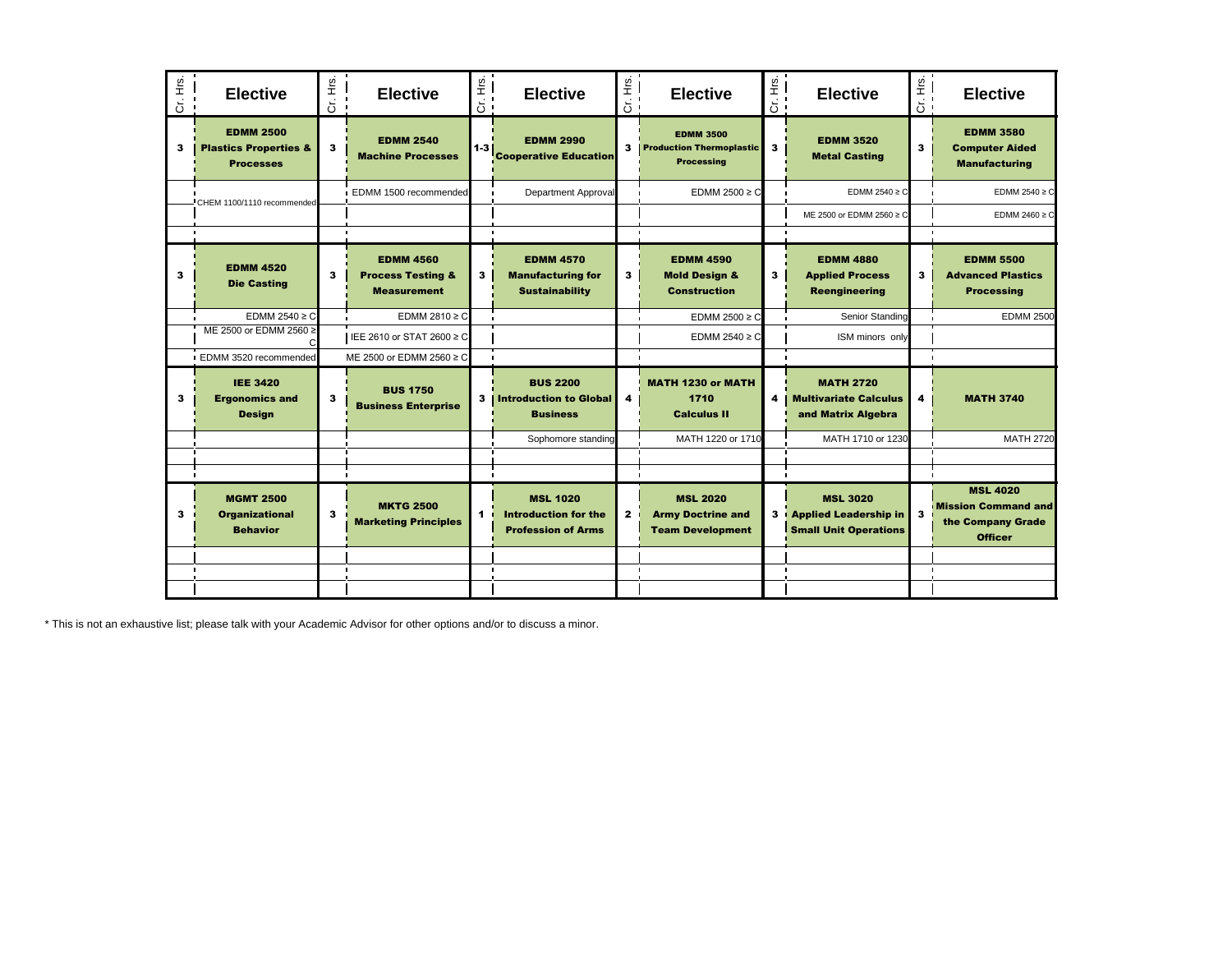| Cr. Hrs. | Elective | Cr. Hrs. | Elective | Cr. Hrs. | Elective | Cr. Hrs. | Elective | Cr. Hrs. | Elective | Cr. Hrs. | Elective |
|---|---|---|---|---|---|---|---|---|---|---|---|
| 3 | **EDMM 2500 Plastics Properties & Processes** | 3 | **EDMM 2540 Machine Processes** | 1-3 | **EDMM 2990 Cooperative Education** | 3 | **EDMM 3500 Production Thermoplastic Processing** | 3 | **EDMM 3520 Metal Casting** | 3 | **EDMM 3580 Computer Aided Manufacturing** |
| | CHEM 1100/1110 recommended | | EDMM 1500 recommended | | Department Approval | | EDMM 2500 ≥ C | | EDMM 2540 ≥ C | | EDMM 2540 ≥ C |
| | | | | | | | | | ME 2500 or EDMM 2560 ≥ C | | EDMM 2460 ≥ C |
| | | | | | | | | | | | |
| 3 | **EDMM 4520 Die Casting** | 3 | **EDMM 4560 Process Testing & Measurement** | 3 | **EDMM 4570 Manufacturing for Sustainability** | 3 | **EDMM 4590 Mold Design & Construction** | 3 | **EDMM 4880 Applied Process Reengineering** | 3 | **EDMM 5500 Advanced Plastics Processing** |
| | EDMM 2540 ≥ C | | EDMM 2810 ≥ C | | | | EDMM 2500 ≥ C | | Senior Standing | | EDMM 2500 |
| | ME 2500 or EDMM 2560 ≥ C | | IEE 2610 or STAT 2600 ≥ C | | | | EDMM 2540 ≥ C | | ISM minors only | | |
| | EDMM 3520 recommended | | ME 2500 or EDMM 2560 ≥ C | | | | | | | | |
| 3 | **IEE 3420 Ergonomics and Design** | 3 | **BUS 1750 Business Enterprise** | 3 | **BUS 2200 Introduction to Global Business** | 4 | **MATH 1230 or MATH 1710 Calculus II** | 4 | **MATH 2720 Multivariate Calculus and Matrix Algebra** | 4 | **MATH 3740** |
| | | | | | Sophomore standing | | MATH 1220 or 1710 | | MATH 1710 or 1230 | | MATH 2720 |
| | | | | | | | | | | | |
| | | | | | | | | | | | |
| 3 | **MGMT 2500 Organizational Behavior** | 3 | **MKTG 2500 Marketing Principles** | 1 | **MSL 1020 Introduction for the Profession of Arms** | 2 | **MSL 2020 Army Doctrine and Team Development** | 3 | **MSL 3020 Applied Leadership in Small Unit Operations** | 3 | **MSL 4020 Mission Command and the Company Grade Officer** |
| | | | | | | | | | | | |
| | | | | | | | | | | | |
| | | | | | | | | | | | |

* This is not an exhaustive list; please talk with your Academic Advisor for other options and/or to discuss a minor.